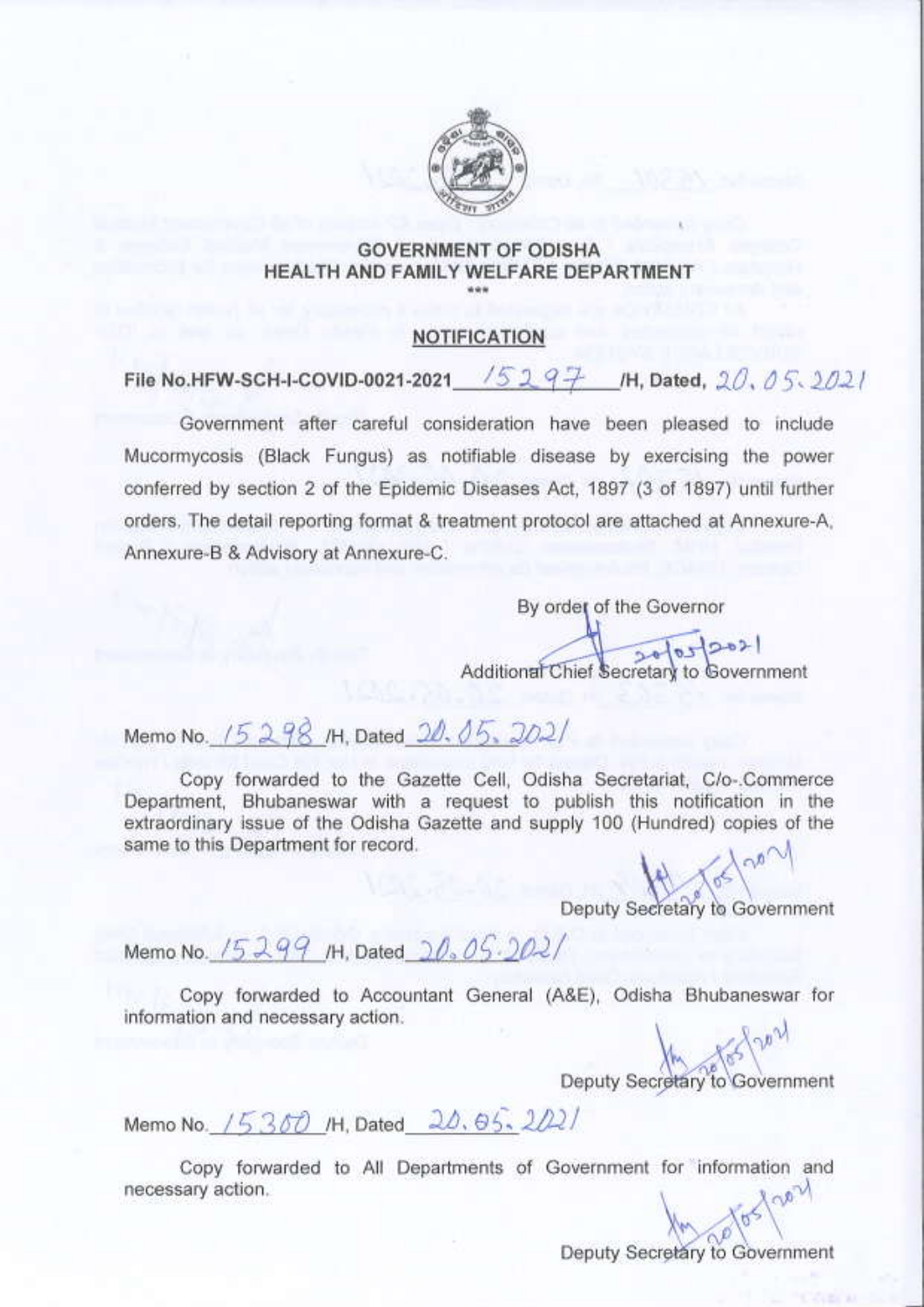**GOVERNMENT OF ODISHA**
**HEALTH AND FAMILY WELFARE DEPARTMENT**

\*\*\*

## NOTIFICATION

File No.HFW-SCH-I-COVID-0021-2021 15297 /H, Dated, 20.05.2021

Government after careful consideration have been pleased to include Mucormycosis (Black Fungus) as notifiable disease by exercising the power conferred by section 2 of the Epidemic Diseases Act, 1897 (3 of 1897) until further orders. The detail reporting format & treatment protocol are attached at Annexure-A, Annexure-B & Advisory at Annexure-C.

By order of the Governor

20/05/2021

Additional Chief Secretary to Government

Memo No. 15298 /H, Dated 20.05.2021

Copy forwarded to the Gazette Cell, Odisha Secretariat, C/o-.Commerce Department, Bhubaneswar with a request to publish this notification in the extraordinary issue of the Odisha Gazette and supply 100 (Hundred) copies of the same to this Department for record.

20/05/2021

Deputy Secretary to Government

Memo No. 15299 /H, Dated 20.05.2021

Copy forwarded to Accountant General (A&E), Odisha Bhubaneswar for information and necessary action.

20/05/2021

Deputy Secretary to Government

Memo No. 15300 /H, Dated 20.05.2021

Copy forwarded to All Departments of Government for information and necessary action.

20/05/2021

Deputy Secretary to Government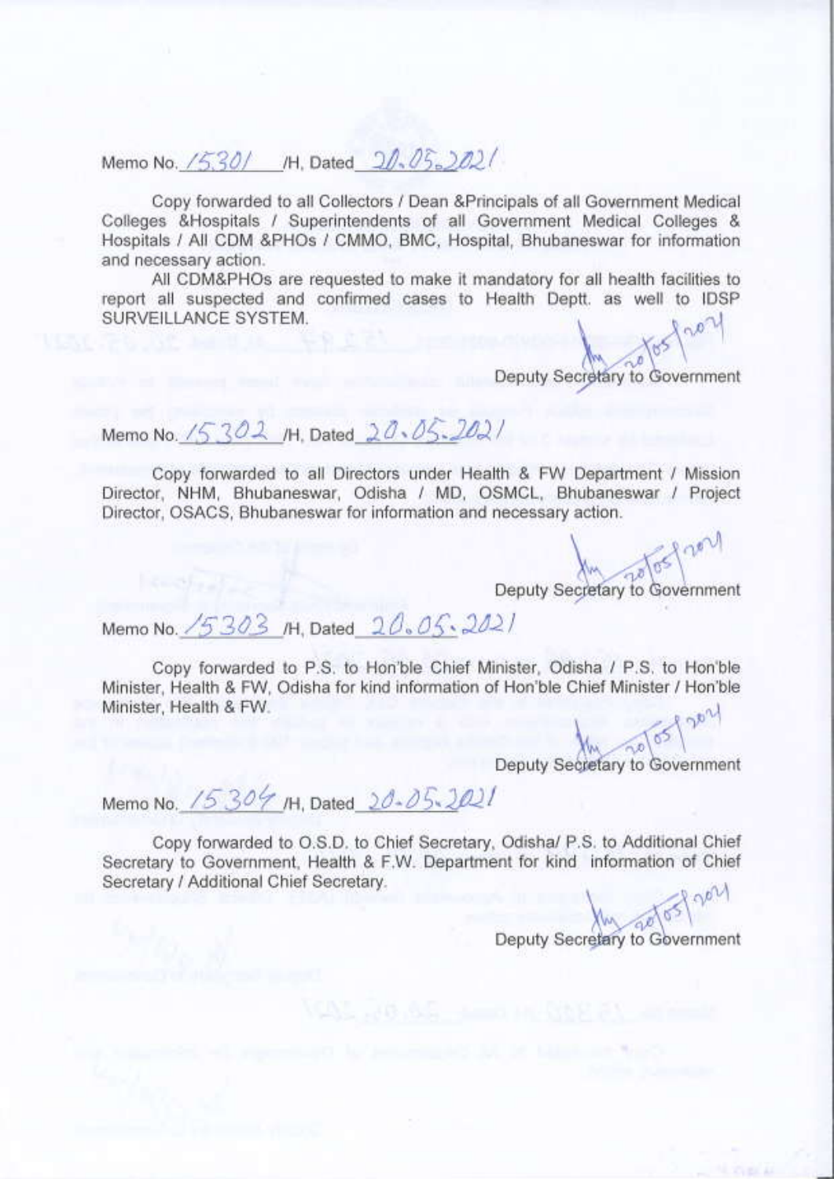Memo No. 15301 /H, Dated 20.05.2021

Copy forwarded to all Collectors / Dean &Principals of all Government Medical Colleges &Hospitals / Superintendents of all Government Medical Colleges & Hospitals / All CDM &PHOs / CMMO, BMC, Hospital, Bhubaneswar for information and necessary action.

All CDM&PHOs are requested to make it mandatory for all health facilities to report all suspected and confirmed cases to Health Deptt. as well to IDSP SURVEILLANCE SYSTEM.

20/05/2021

Deputy Secretary to Government

Memo No. 15302 /H, Dated 20.05.2021

Copy forwarded to all Directors under Health & FW Department / Mission Director, NHM, Bhubaneswar, Odisha / MD, OSMCL, Bhubaneswar / Project Director, OSACS, Bhubaneswar for information and necessary action.

20/05/2021

Deputy Secretary to Government

Memo No. 15303 /H, Dated 20.05.2021

Copy forwarded to P.S. to Hon'ble Chief Minister, Odisha / P.S. to Hon'ble Minister, Health & FW, Odisha for kind information of Hon'ble Chief Minister / Hon'ble Minister, Health & FW.

20/05/2021

Deputy Secretary to Government

Memo No. 15304 /H, Dated 20.05.2021

Copy forwarded to O.S.D. to Chief Secretary, Odisha/ P.S. to Additional Chief Secretary to Government, Health & F.W. Department for kind information of Chief Secretary / Additional Chief Secretary.

20/05/2021

Deputy Secretary to Government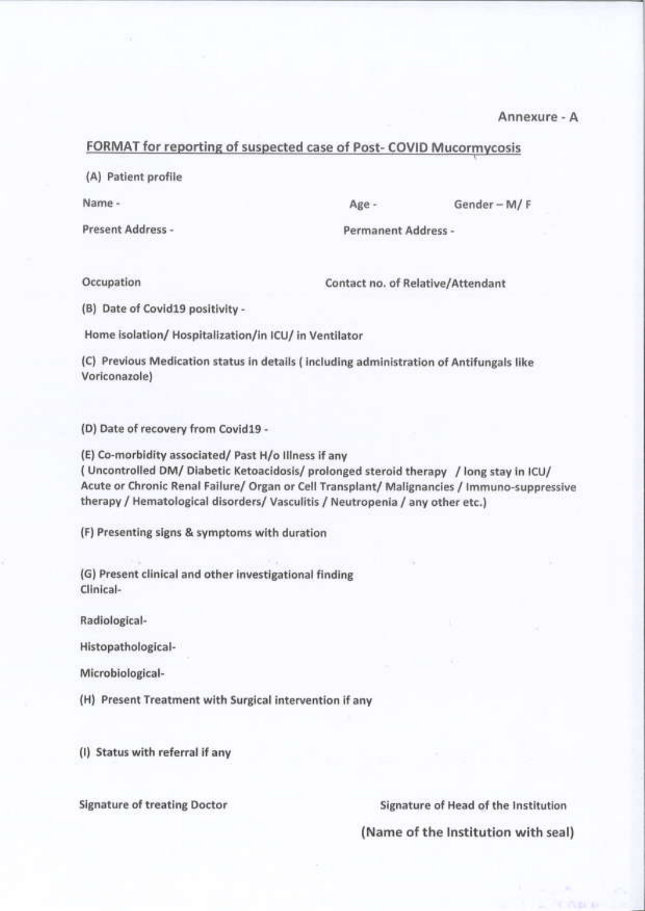Annexure - A

## FORMAT for reporting of suspected case of Post- COVID Mucormycosis

(A) Patient profile

Name - Age - Gender – M/ F

Present Address - Permanent Address -

Occupation Contact no. of Relative/Attendant

(B) Date of Covid19 positivity -

Home isolation/ Hospitalization/in ICU/ in Ventilator

(C) Previous Medication status in details ( including administration of Antifungals like Voriconazole)

(D) Date of recovery from Covid19 -

(E) Co-morbidity associated/ Past H/o Illness if any
( Uncontrolled DM/ Diabetic Ketoacidosis/ prolonged steroid therapy / long stay in ICU/ Acute or Chronic Renal Failure/ Organ or Cell Transplant/ Malignancies / Immuno-suppressive therapy / Hematological disorders/ Vasculitis / Neutropenia / any other etc.)

(F) Presenting signs & symptoms with duration

(G) Present clinical and other investigational finding
Clinical-

Radiological-

Histopathological-

Microbiological-

(H) Present Treatment with Surgical intervention if any

(I) Status with referral if any

Signature of treating Doctor Signature of Head of the Institution

**(Name of the Institution with seal)**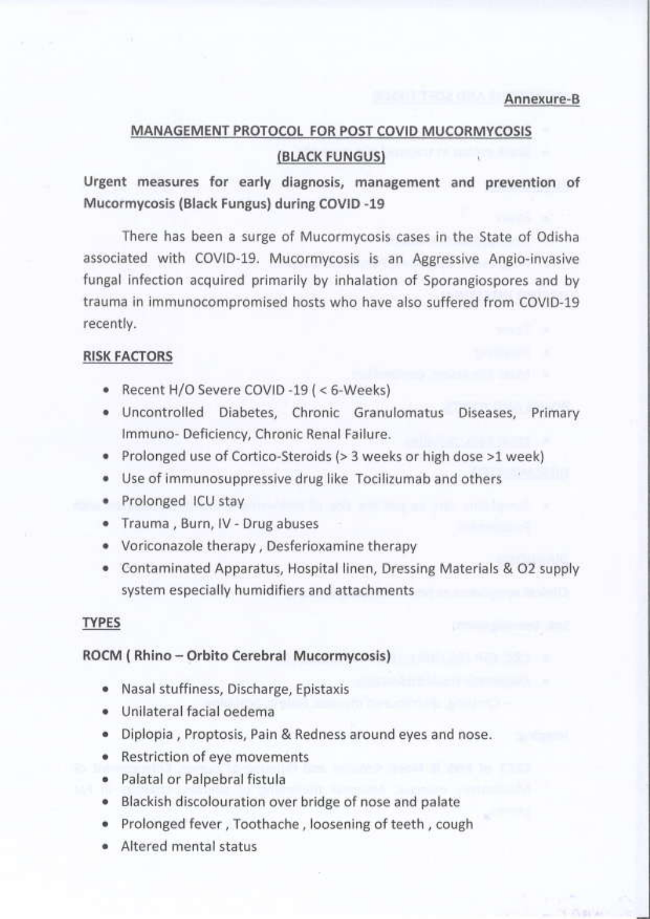Annexure-B

# MANAGEMENT PROTOCOL FOR POST COVID MUCORMYCOSIS (BLACK FUNGUS)

**Urgent measures for early diagnosis, management and prevention of Mucormycosis (Black Fungus) during COVID -19**

There has been a surge of Mucormycosis cases in the State of Odisha associated with COVID-19. Mucormycosis is an Aggressive Angio-invasive fungal infection acquired primarily by inhalation of Sporangiospores and by trauma in immunocompromised hosts who have also suffered from COVID-19 recently.

## RISK FACTORS

- Recent H/O Severe COVID -19 ( < 6-Weeks)
- Uncontrolled Diabetes, Chronic Granulomatus Diseases, Primary Immuno- Deficiency, Chronic Renal Failure.
- Prolonged use of Cortico-Steroids (> 3 weeks or high dose >1 week)
- Use of immunosuppressive drug like Tocilizumab and others
- Prolonged ICU stay
- Trauma , Burn, IV - Drug abuses
- Voriconazole therapy , Desferioxamine therapy
- Contaminated Apparatus, Hospital linen, Dressing Materials & O2 supply system especially humidifiers and attachments

## TYPES

### ROCM ( Rhino – Orbito Cerebral Mucormycosis)

- Nasal stuffiness, Discharge, Epistaxis
- Unilateral facial oedema
- Diplopia , Proptosis, Pain & Redness around eyes and nose.
- Restriction of eye movements
- Palatal or Palpebral fistula
- Blackish discolouration over bridge of nose and palate
- Prolonged fever , Toothache , loosening of teeth , cough
- Altered mental status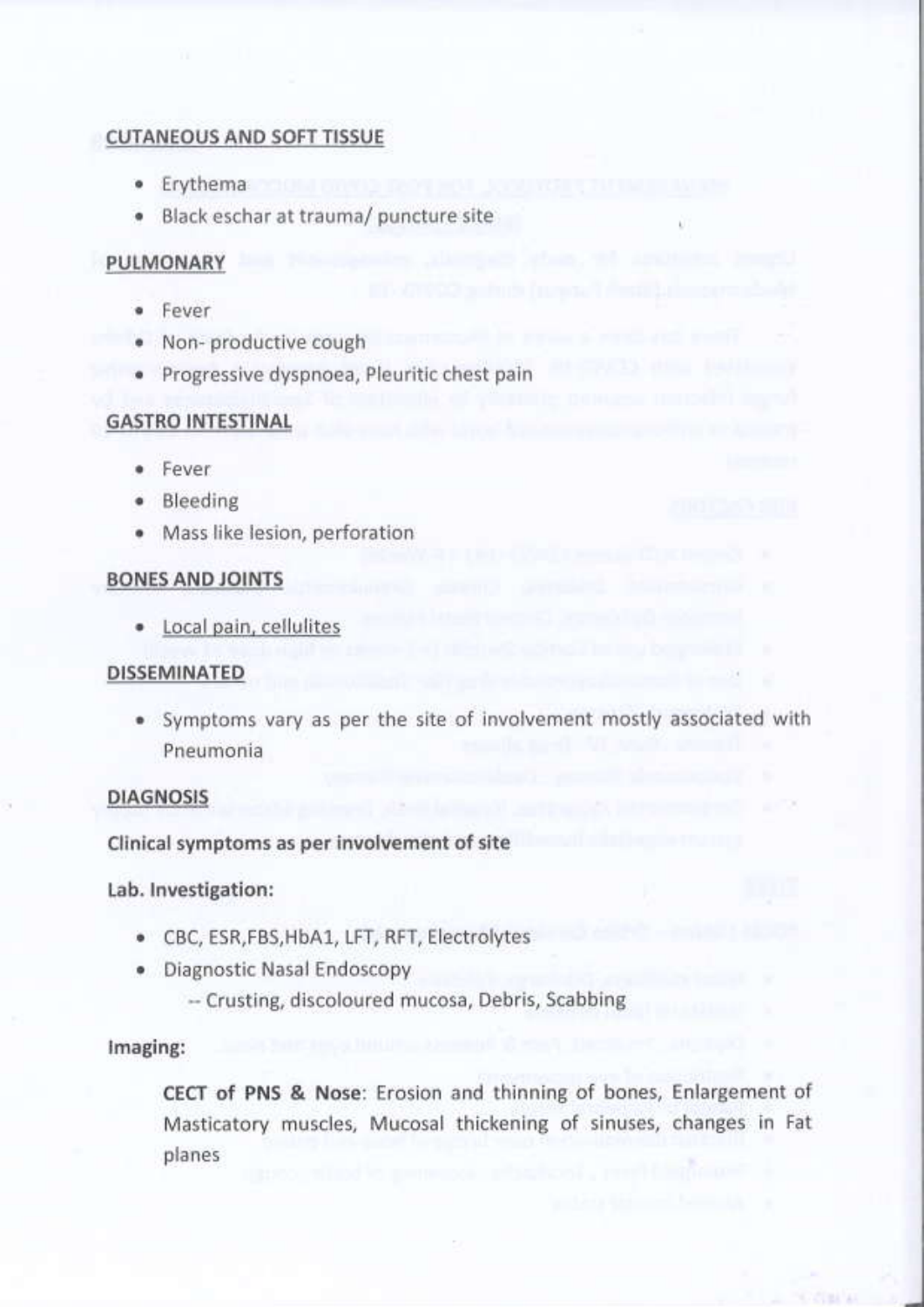## CUTANEOUS AND SOFT TISSUE

- Erythema
- Black eschar at trauma/ puncture site

## PULMONARY

- Fever
- Non- productive cough
- Progressive dyspnoea, Pleuritic chest pain

## GASTRO INTESTINAL

- Fever
- Bleeding
- Mass like lesion, perforation

## BONES AND JOINTS

- Local pain, cellulites

## DISSEMINATED

- Symptoms vary as per the site of involvement mostly associated with Pneumonia

## DIAGNOSIS

**Clinical symptoms as per involvement of site**

**Lab. Investigation:**

- CBC, ESR,FBS,HbA1, LFT, RFT, Electrolytes
- Diagnostic Nasal Endoscopy
  - -- Crusting, discoloured mucosa, Debris, Scabbing

**Imaging:**

**CECT of PNS & Nose**: Erosion and thinning of bones, Enlargement of Masticatory muscles, Mucosal thickening of sinuses, changes in Fat planes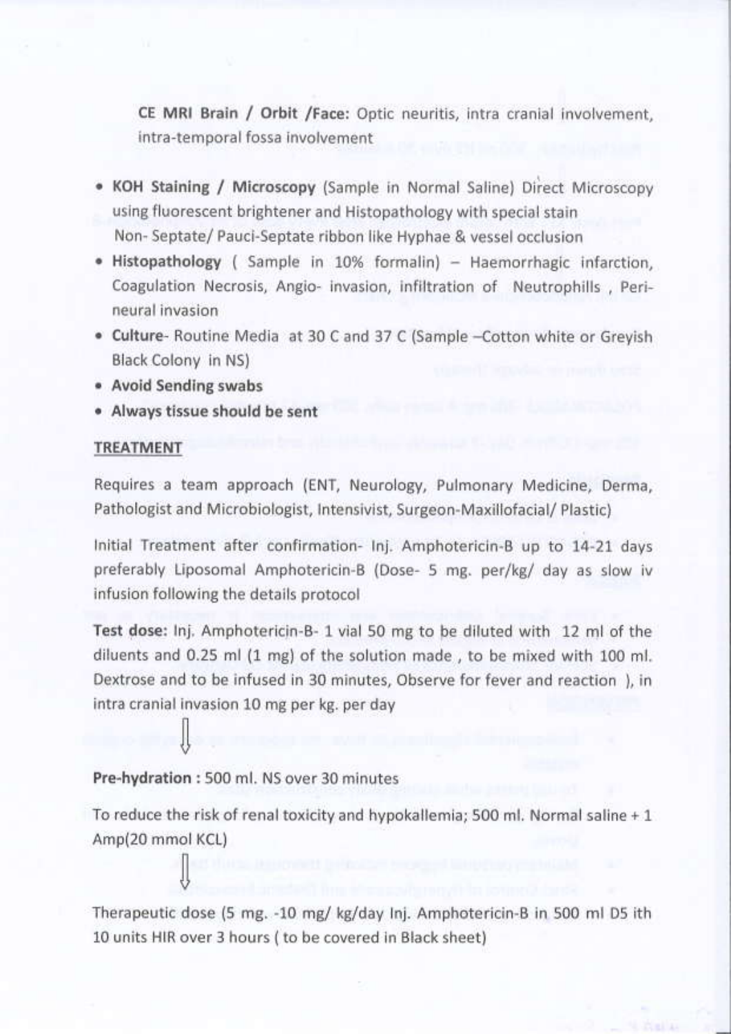**CE MRI Brain / Orbit /Face:** Optic neuritis, intra cranial involvement, intra-temporal fossa involvement

- **KOH Staining / Microscopy** (Sample in Normal Saline) Direct Microscopy using fluorescent brightener and Histopathology with special stain
  Non- Septate/ Pauci-Septate ribbon like Hyphae & vessel occlusion
- **Histopathology** ( Sample in 10% formalin) – Haemorrhagic infarction, Coagulation Necrosis, Angio- invasion, infiltration of Neutrophills , Peri-neural invasion
- **Culture**- Routine Media at 30 C and 37 C (Sample –Cotton white or Greyish Black Colony in NS)
- **Avoid Sending swabs**
- **Always tissue should be sent**

## TREATMENT

Requires a team approach (ENT, Neurology, Pulmonary Medicine, Derma, Pathologist and Microbiologist, Intensivist, Surgeon-Maxillofacial/ Plastic)

Initial Treatment after confirmation- Inj. Amphotericin-B up to 14-21 days preferably Liposomal Amphotericin-B (Dose- 5 mg. per/kg/ day as slow iv infusion following the details protocol

**Test dose:** Inj. Amphotericin-B- 1 vial 50 mg to be diluted with 12 ml of the diluents and 0.25 ml (1 mg) of the solution made , to be mixed with 100 ml. Dextrose and to be infused in 30 minutes, Observe for fever and reaction ), in intra cranial invasion 10 mg per kg. per day

⇓

**Pre-hydration :** 500 ml. NS over 30 minutes

To reduce the risk of renal toxicity and hypokallemia; 500 ml. Normal saline + 1 Amp(20 mmol KCL)

⇓

Therapeutic dose (5 mg. -10 mg/ kg/day Inj. Amphotericin-B in 500 ml D5 ith 10 units HIR over 3 hours ( to be covered in Black sheet)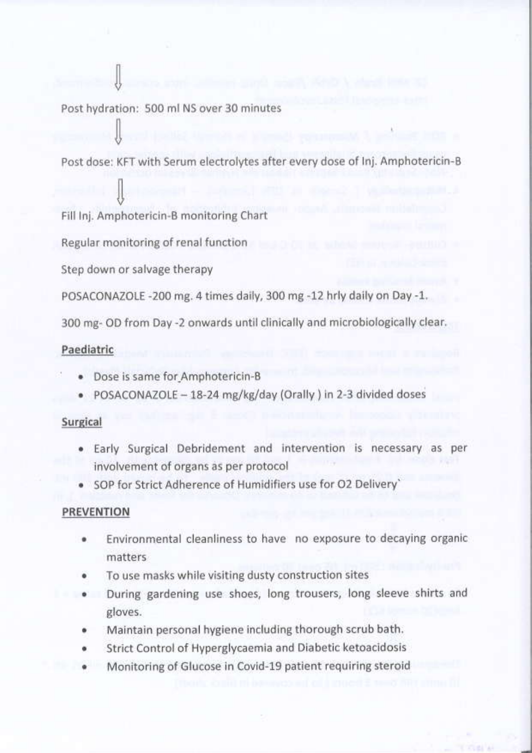⇩

Post hydration: 500 ml NS over 30 minutes

⇩

Post dose: KFT with Serum electrolytes after every dose of Inj. Amphotericin-B

⇩

Fill Inj. Amphotericin-B monitoring Chart

Regular monitoring of renal function

Step down or salvage therapy

POSACONAZOLE -200 mg. 4 times daily, 300 mg -12 hrly daily on Day -1.

300 mg- OD from Day -2 onwards until clinically and microbiologically clear.

**Paediatric**

- Dose is same for Amphotericin-B
- POSACONAZOLE – 18-24 mg/kg/day (Orally ) in 2-3 divided doses

**Surgical**

- Early Surgical Debridement and intervention is necessary as per involvement of organs as per protocol
- SOP for Strict Adherence of Humidifiers use for O2 Delivery`

**PREVENTION**

- Environmental cleanliness to have no exposure to decaying organic matters
- To use masks while visiting dusty construction sites
- During gardening use shoes, long trousers, long sleeve shirts and gloves.
- Maintain personal hygiene including thorough scrub bath.
- Strict Control of Hyperglycaemia and Diabetic ketoacidosis
- Monitoring of Glucose in Covid-19 patient requiring steroid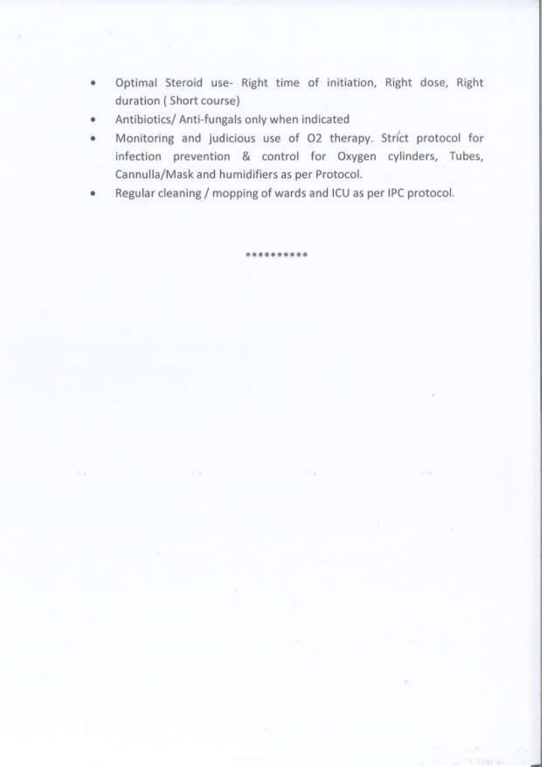- Optimal Steroid use- Right time of initiation, Right dose, Right duration ( Short course)
- Antibiotics/ Anti-fungals only when indicated
- Monitoring and judicious use of O2 therapy. Strict protocol for infection prevention & control for Oxygen cylinders, Tubes, Cannulla/Mask and humidifiers as per Protocol.
- Regular cleaning / mopping of wards and ICU as per IPC protocol.

**********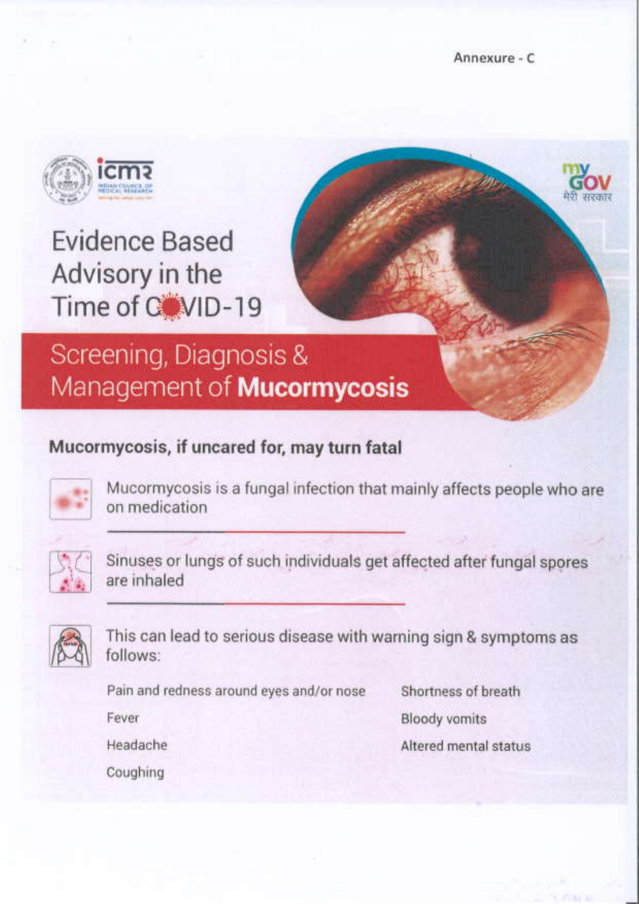Annexure - C

# Evidence Based Advisory in the Time of COVID-19

## Screening, Diagnosis & Management of **Mucormycosis**

### Mucormycosis, if uncared for, may turn fatal

Mucormycosis is a fungal infection that mainly affects people who are on medication

Sinuses or lungs of such individuals get affected after fungal spores are inhaled

This can lead to serious disease with warning sign & symptoms as follows:

- Pain and redness around eyes and/or nose
- Fever
- Headache
- Coughing
- Shortness of breath
- Bloody vomits
- Altered mental status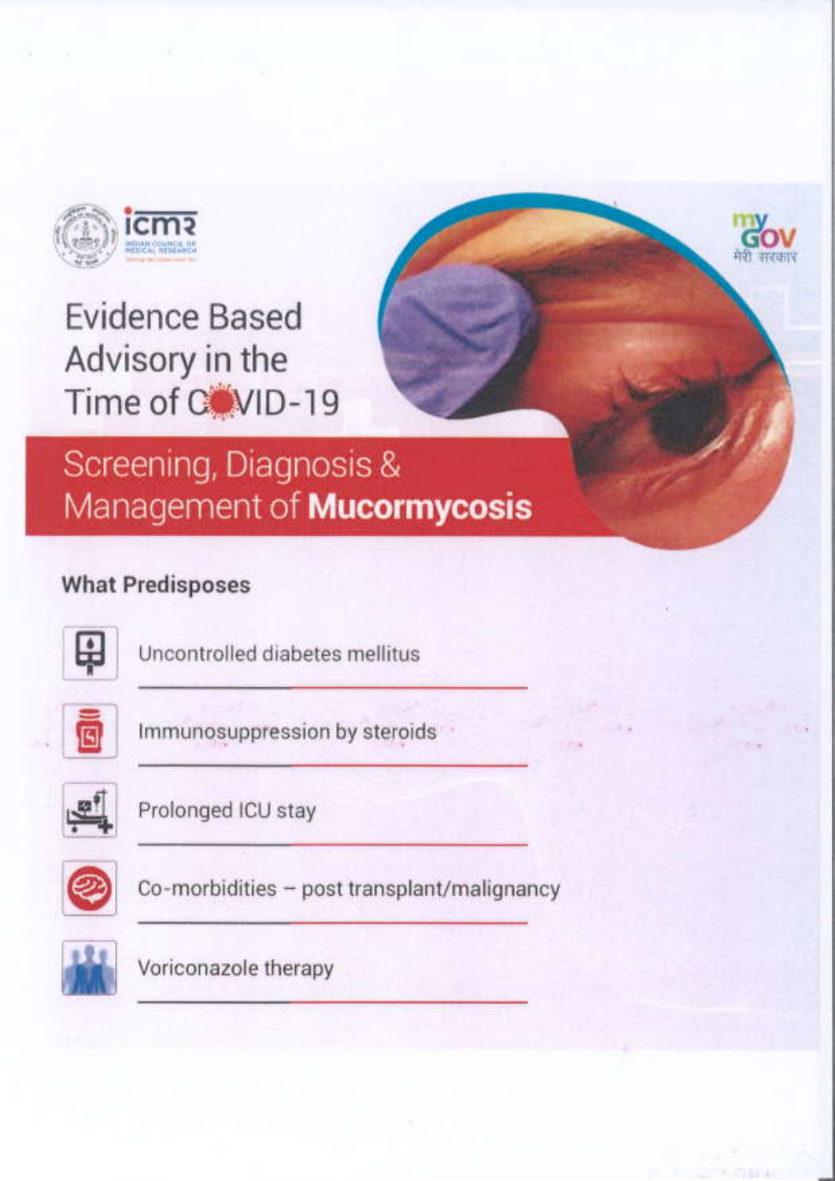Evidence Based Advisory in the Time of COVID-19

# Screening, Diagnosis & Management of **Mucormycosis**

### What Predisposes

- Uncontrolled diabetes mellitus
- Immunosuppression by steroids
- Prolonged ICU stay
- Co-morbidities – post transplant/malignancy
- Voriconazole therapy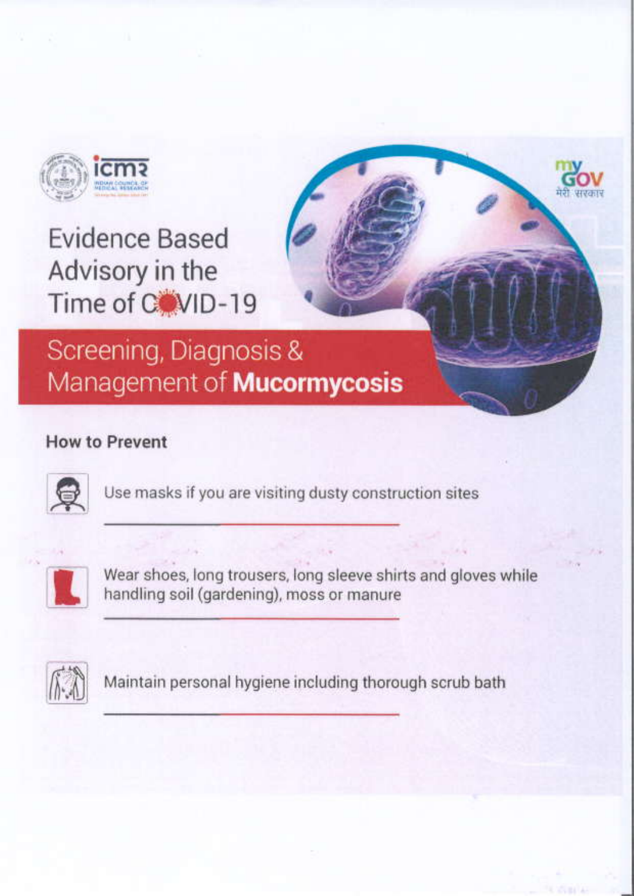Evidence Based Advisory in the Time of COVID-19

## Screening, Diagnosis & Management of **Mucormycosis**

### How to Prevent

- Use masks if you are visiting dusty construction sites
- Wear shoes, long trousers, long sleeve shirts and gloves while handling soil (gardening), moss or manure
- Maintain personal hygiene including thorough scrub bath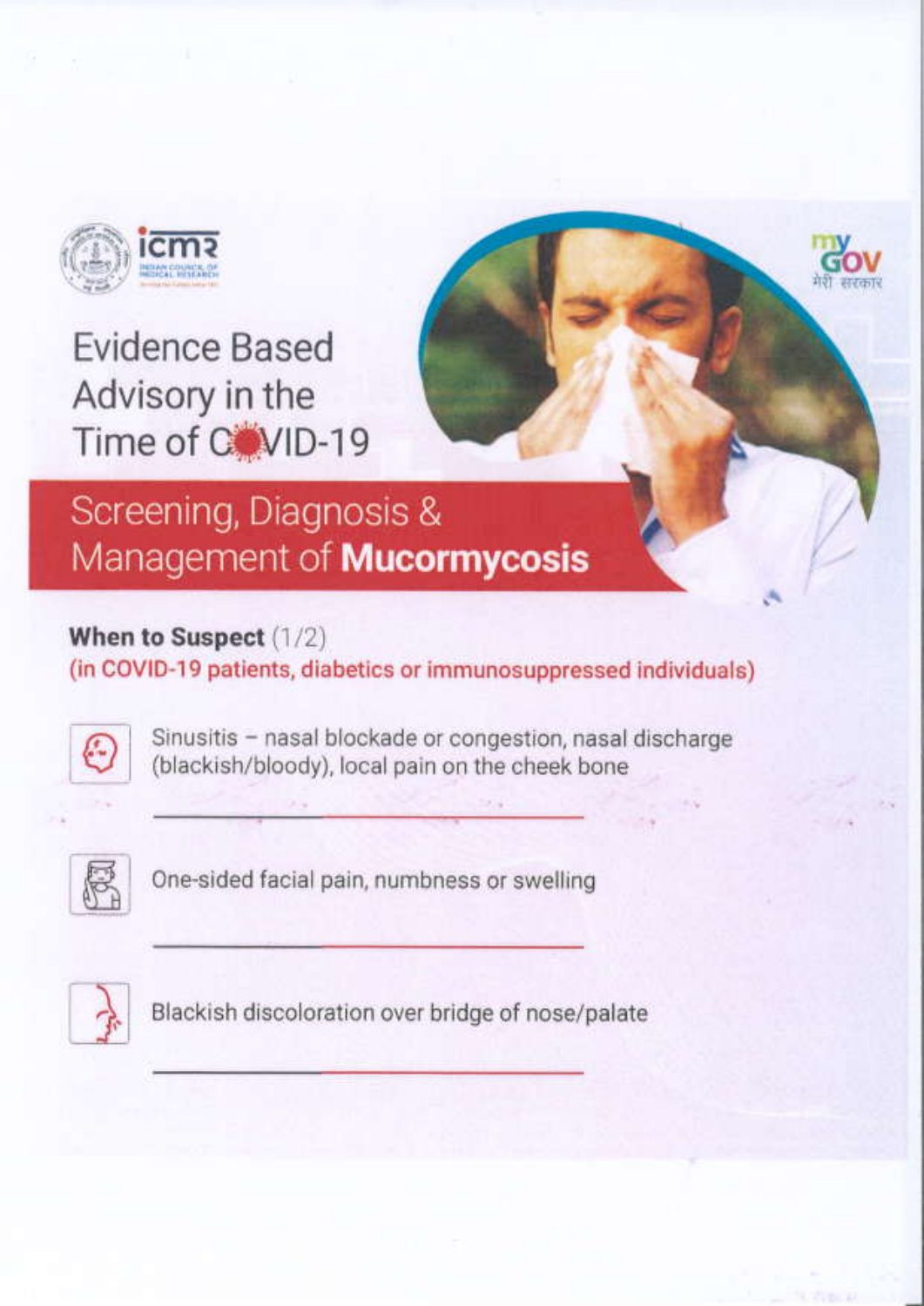# Evidence Based Advisory in the Time of COVID-19

## Screening, Diagnosis & Management of **Mucormycosis**

### When to Suspect (1/2)

**(in COVID-19 patients, diabetics or immunosuppressed individuals)**

- Sinusitis – nasal blockade or congestion, nasal discharge (blackish/bloody), local pain on the cheek bone
- One-sided facial pain, numbness or swelling
- Blackish discoloration over bridge of nose/palate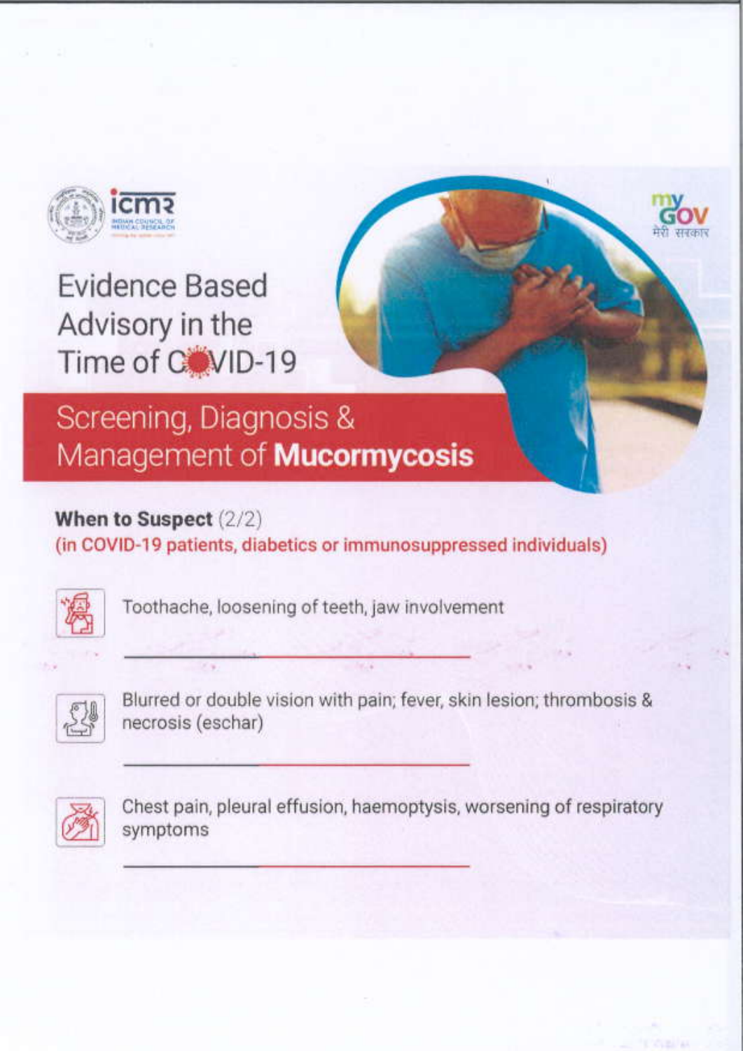Evidence Based Advisory in the Time of COVID-19

# Screening, Diagnosis & Management of **Mucormycosis**

## When to Suspect (2/2)

**(in COVID-19 patients, diabetics or immunosuppressed individuals)**

- Toothache, loosening of teeth, jaw involvement
- Blurred or double vision with pain; fever, skin lesion; thrombosis & necrosis (eschar)
- Chest pain, pleural effusion, haemoptysis, worsening of respiratory symptoms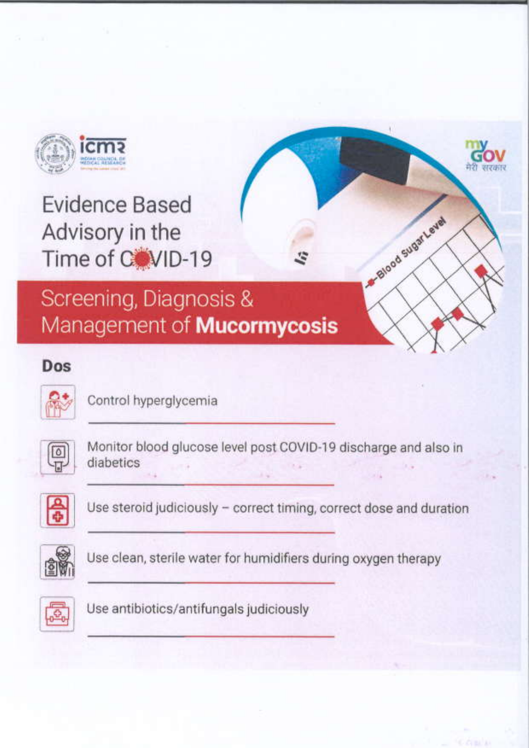Evidence Based Advisory in the Time of COVID-19

## Screening, Diagnosis & Management of **Mucormycosis**

### Dos

- Control hyperglycemia
- Monitor blood glucose level post COVID-19 discharge and also in diabetics
- Use steroid judiciously – correct timing, correct dose and duration
- Use clean, sterile water for humidifiers during oxygen therapy
- Use antibiotics/antifungals judiciously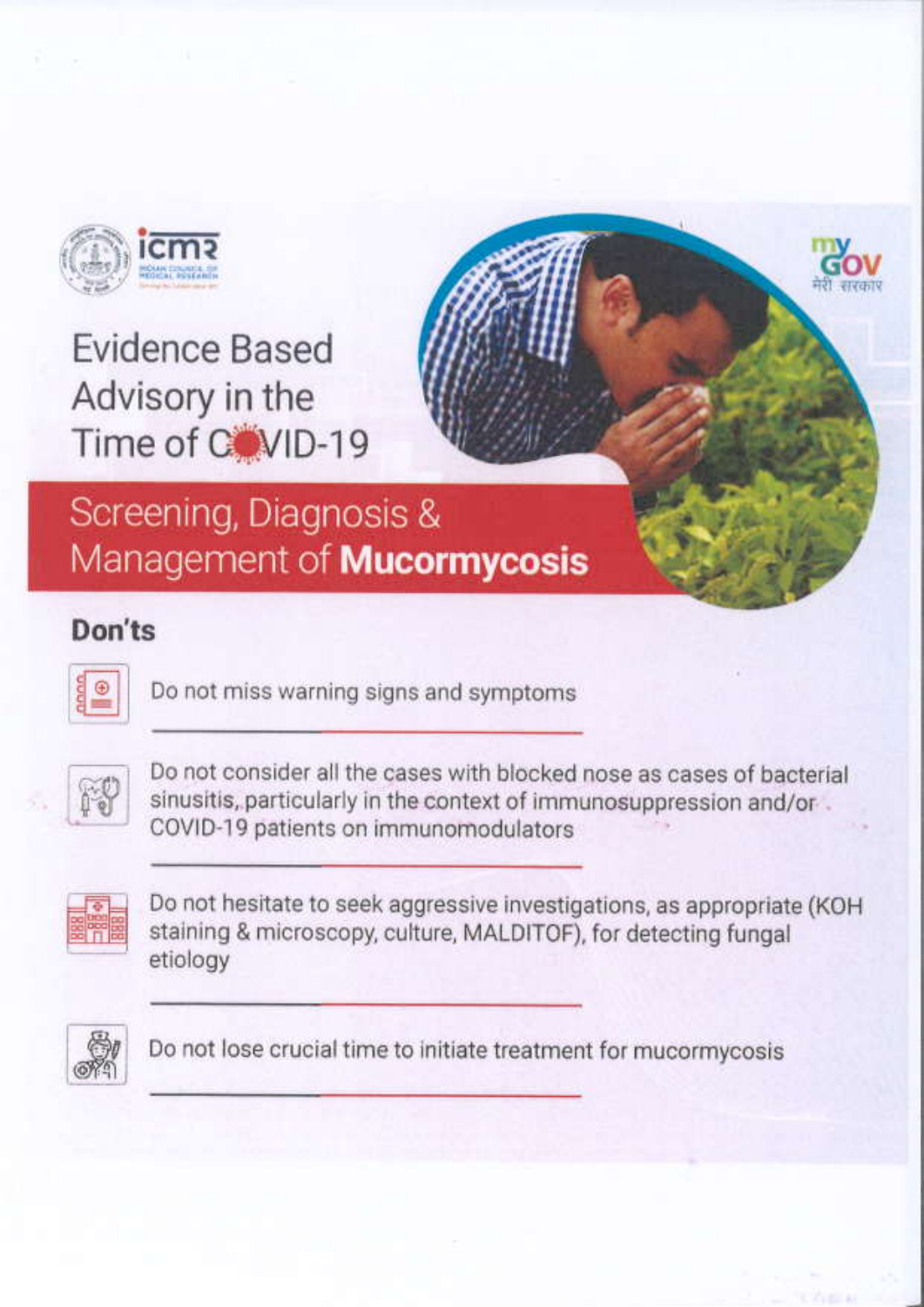# Evidence Based Advisory in the Time of COVID-19

## Screening, Diagnosis & Management of **Mucormycosis**

### Don'ts

- Do not miss warning signs and symptoms
- Do not consider all the cases with blocked nose as cases of bacterial sinusitis, particularly in the context of immunosuppression and/or COVID-19 patients on immunomodulators
- Do not hesitate to seek aggressive investigations, as appropriate (KOH staining & microscopy, culture, MALDITOF), for detecting fungal etiology
- Do not lose crucial time to initiate treatment for mucormycosis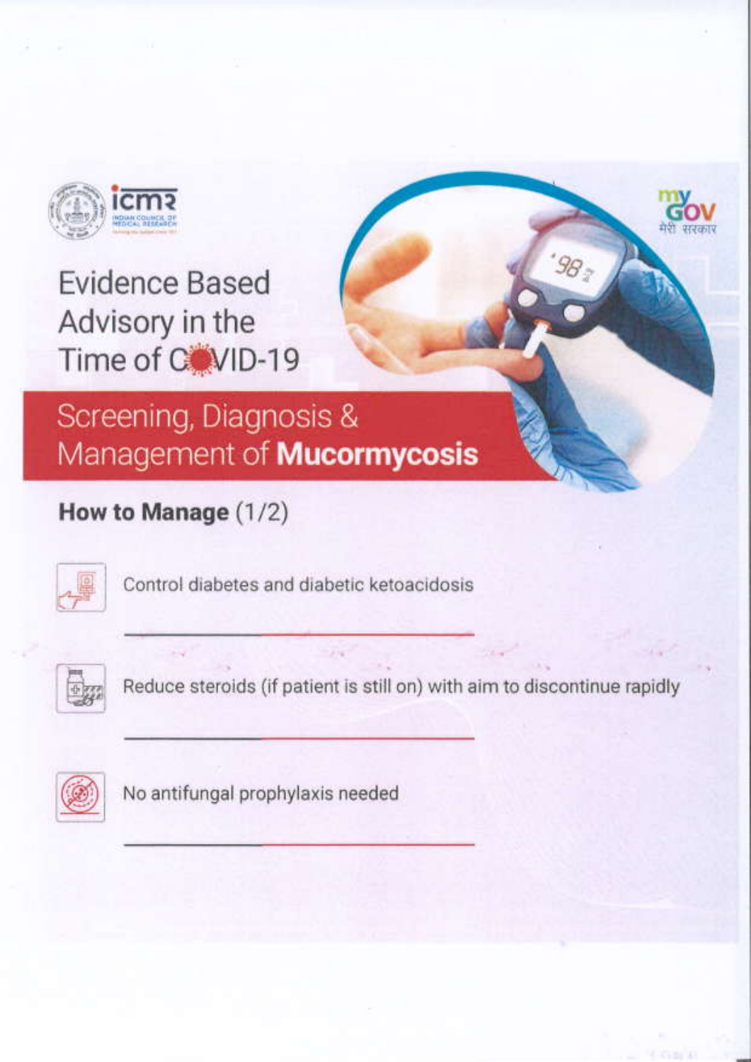Evidence Based Advisory in the Time of COVID-19

## Screening, Diagnosis & Management of **Mucormycosis**

### How to Manage (1/2)

- Control diabetes and diabetic ketoacidosis
- Reduce steroids (if patient is still on) with aim to discontinue rapidly
- No antifungal prophylaxis needed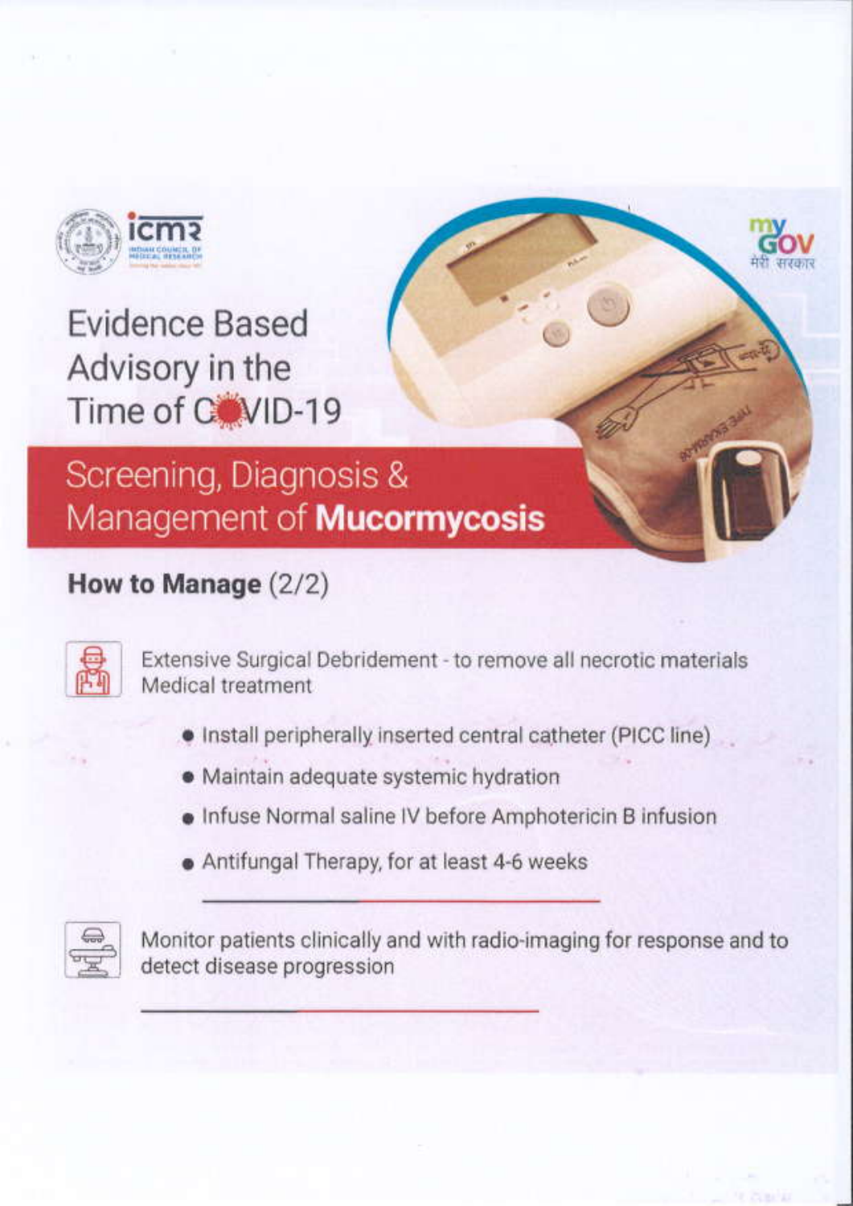Evidence Based Advisory in the Time of COVID-19

## Screening, Diagnosis & Management of **Mucormycosis**

### How to Manage (2/2)

Extensive Surgical Debridement - to remove all necrotic materials
Medical treatment

- Install peripherally inserted central catheter (PICC line)
- Maintain adequate systemic hydration
- Infuse Normal saline IV before Amphotericin B infusion
- Antifungal Therapy, for at least 4-6 weeks

Monitor patients clinically and with radio-imaging for response and to detect disease progression